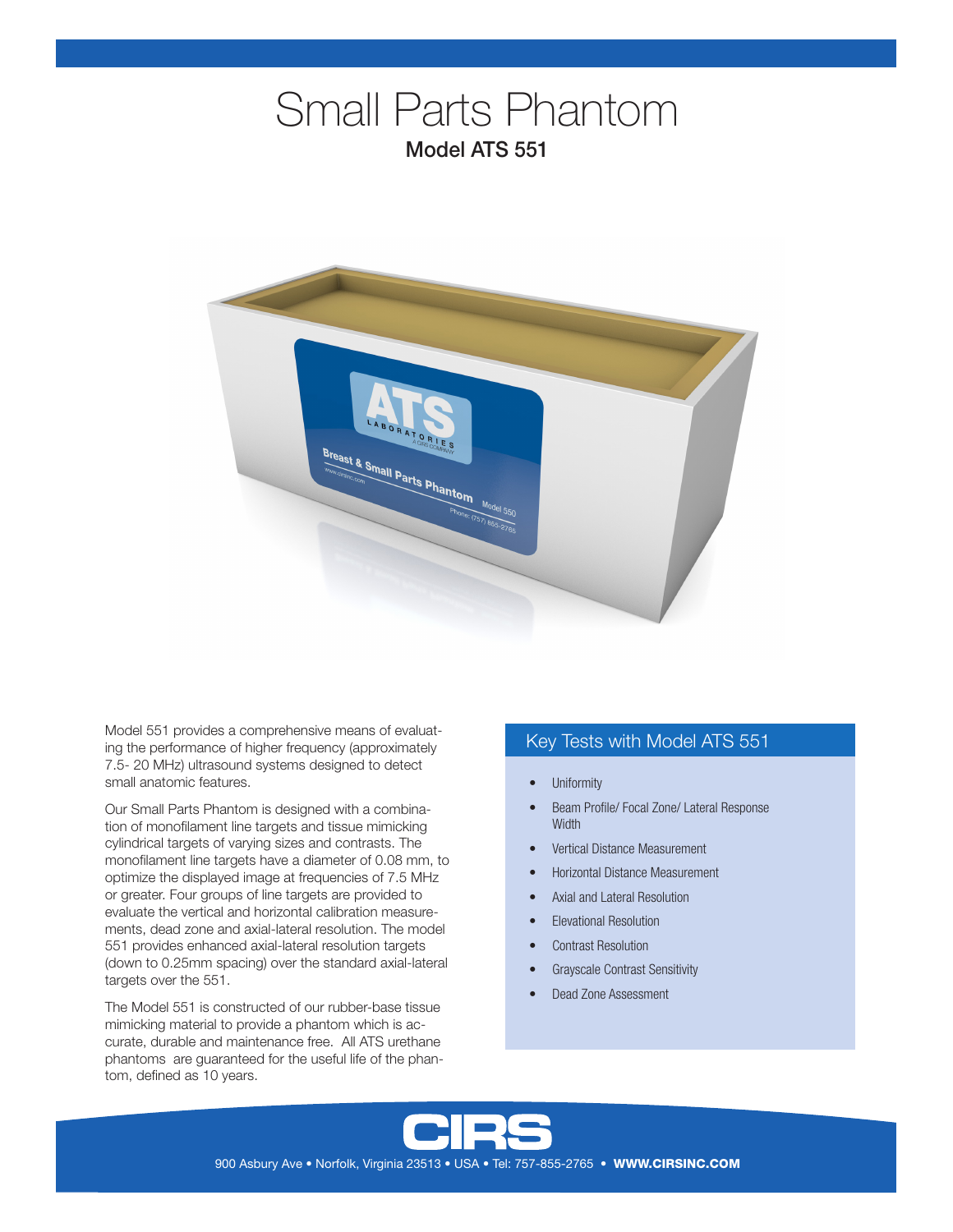# Small Parts Phantom

## Model ATS 551

Model 551 provides a comprehensive means of evaluating the performance of higher frequency (approximately 7.5- 20 MHz) ultrasound systems designed to detect small anatomic features.

Our Small Parts Phantom is designed with a combination of monofilament line targets and tissue mimicking cylindrical targets of varying sizes and contrasts. The monofilament line targets have a diameter of 0.08 mm, to optimize the displayed image at frequencies of 7.5 MHz or greater. Four groups of line targets are provided to evaluate the vertical and horizontal calibration measurements, dead zone and axial-lateral resolution. The model 551 provides enhanced axial-lateral resolution targets (down to 0.25mm spacing) over the standard axial-lateral targets over the 551.

The Model 551 is constructed of our rubber-base tissue mimicking material to provide a phantom which is accurate, durable and maintenance free. All ATS urethane phantoms are guaranteed for the useful life of the phantom, defined as 10 years.

### Key Tests with Model ATS 551

- Uniformity
- Beam Profile/ Focal Zone/ Lateral Response Width
- Vertical Distance Measurement
- Horizontal Distance Measurement
- Axial and Lateral Resolution
- Elevational Resolution
- Contrast Resolution
- Grayscale Contrast Sensitivity
- Dead Zone Assessment

CIRS

900 Asbury Ave • Norfolk, Virginia 23513 • USA • Tel: 757-855-2765 • **WWW.CIRSINC.COM**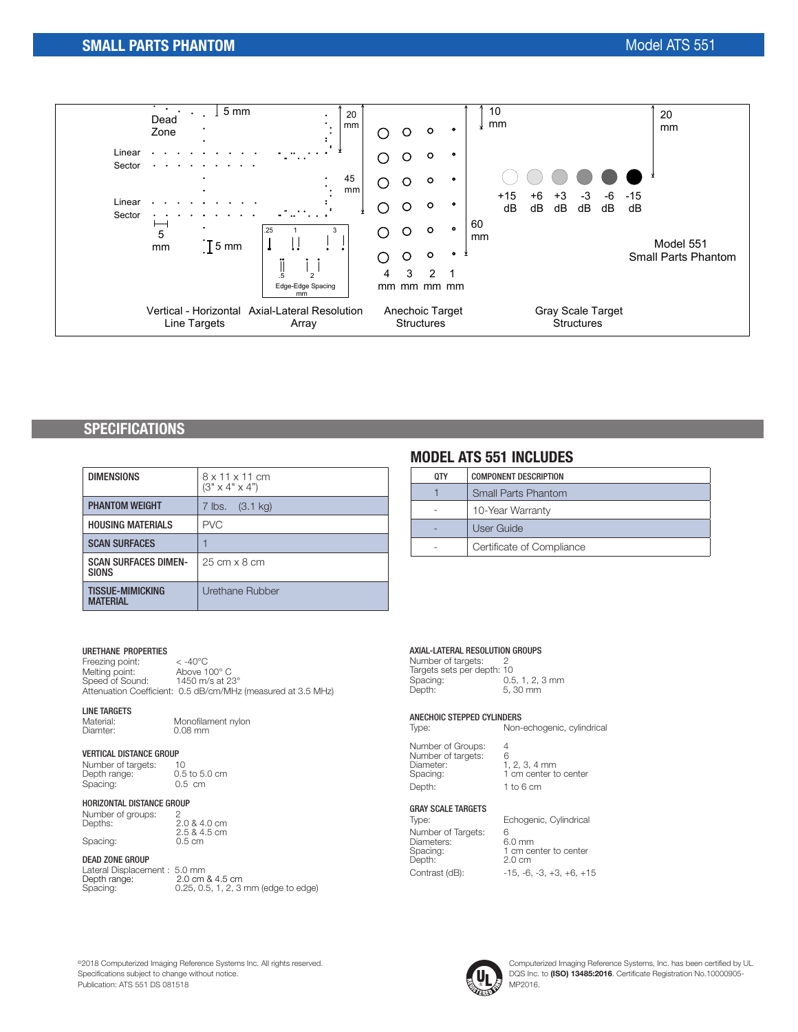## SMALL PARTS PHANTOM

Model ATS 551

Dead Zone
5 mm
20 mm
Linear Sector
45 mm
Linear Sector
5 mm
5 mm
.25 1 3
.5 2
Edge-Edge Spacing mm
10 mm
60 mm
4 mm 3 mm 2 mm 1 mm
20 mm
+15 dB +6 dB +3 dB -3 dB -6 dB -15 dB
Model 551 Small Parts Phantom

Vertical - Horizontal Line Targets
Axial-Lateral Resolution Array
Anechoic Target Structures
Gray Scale Target Structures

## SPECIFICATIONS

| | |
|---|---|
| DIMENSIONS | 8 x 11 x 11 cm (3" x 4" x 4") |
| PHANTOM WEIGHT | 7 lbs. (3.1 kg) |
| HOUSING MATERIALS | PVC |
| SCAN SURFACES | 1 |
| SCAN SURFACES DIMENSIONS | 25 cm x 8 cm |
| TISSUE-MIMICKING MATERIAL | Urethane Rubber |

## MODEL ATS 551 INCLUDES

| QTY | COMPONENT DESCRIPTION |
|---|---|
| 1 | Small Parts Phantom |
| - | 10-Year Warranty |
| - | User Guide |
| - | Certificate of Compliance |

**URETHANE PROPERTIES**
Freezing point: < -40°C
Melting point: Above 100° C
Speed of Sound: 1450 m/s at 23°
Attenuation Coefficient: 0.5 dB/cm/MHz (measured at 3.5 MHz)

**LINE TARGETS**
Material: Monofilament nylon
Diamter: 0.08 mm

**VERTICAL DISTANCE GROUP**
Number of targets: 10
Depth range: 0.5 to 5.0 cm
Spacing: 0.5 cm

**HORIZONTAL DISTANCE GROUP**
Number of groups: 2
Depths: 2.0 & 4.0 cm
2.5 & 4.5 cm
Spacing: 0.5 cm

**DEAD ZONE GROUP**
Lateral Displacement : 5.0 mm
Depth range: 2.0 cm & 4.5 cm
Spacing: 0.25, 0.5, 1, 2, 3 mm (edge to edge)

**AXIAL-LATERAL RESOLUTION GROUPS**
Number of targets: 2
Targets sets per depth: 10
Spacing: 0.5, 1, 2, 3 mm
Depth: 5, 30 mm

**ANECHOIC STEPPED CYLINDERS**
Type: Non-echogenic, cylindrical

Number of Groups: 4
Number of targets: 6
Diameter: 1, 2, 3, 4 mm
Spacing: 1 cm center to center
Depth: 1 to 6 cm

**GRAY SCALE TARGETS**
Type: Echogenic, Cylindrical
Number of Targets: 6
Diameters: 6.0 mm
Spacing: 1 cm center to center
Depth: 2.0 cm
Contrast (dB): -15, -6, -3, +3, +6, +15

©2018 Computerized Imaging Reference Systems Inc. All rights reserved.
Specifications subject to change without notice.
Publication: ATS 551 DS 081518

Computerized Imaging Reference Systems, Inc. has been certified by UL DQS Inc. to **(ISO) 13485:2016**. Certificate Registration No.10000905-MP2016.